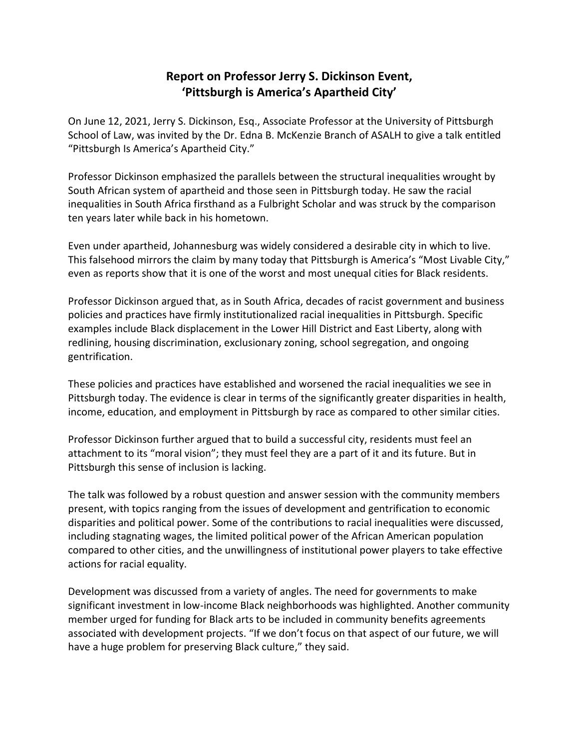# Report on Professor Jerry S. Dickinson Event, 'Pittsburgh is America's Apartheid City'

On June 12, 2021, Jerry S. Dickinson, Esq., Associate Professor at the University of Pittsburgh School of Law, was invited by the Dr. Edna B. McKenzie Branch of ASALH to give a talk entitled "Pittsburgh Is America's Apartheid City."

Professor Dickinson emphasized the parallels between the structural inequalities wrought by South African system of apartheid and those seen in Pittsburgh today. He saw the racial inequalities in South Africa firsthand as a Fulbright Scholar and was struck by the comparison ten years later while back in his hometown.

Even under apartheid, Johannesburg was widely considered a desirable city in which to live. This falsehood mirrors the claim by many today that Pittsburgh is America's "Most Livable City," even as reports show that it is one of the worst and most unequal cities for Black residents.

Professor Dickinson argued that, as in South Africa, decades of racist government and business policies and practices have firmly institutionalized racial inequalities in Pittsburgh. Specific examples include Black displacement in the Lower Hill District and East Liberty, along with redlining, housing discrimination, exclusionary zoning, school segregation, and ongoing gentrification.

These policies and practices have established and worsened the racial inequalities we see in Pittsburgh today. The evidence is clear in terms of the significantly greater disparities in health, income, education, and employment in Pittsburgh by race as compared to other similar cities.

Professor Dickinson further argued that to build a successful city, residents must feel an attachment to its "moral vision"; they must feel they are a part of it and its future. But in Pittsburgh this sense of inclusion is lacking.

The talk was followed by a robust question and answer session with the community members present, with topics ranging from the issues of development and gentrification to economic disparities and political power. Some of the contributions to racial inequalities were discussed, including stagnating wages, the limited political power of the African American population compared to other cities, and the unwillingness of institutional power players to take effective actions for racial equality.

Development was discussed from a variety of angles. The need for governments to make significant investment in low-income Black neighborhoods was highlighted. Another community member urged for funding for Black arts to be included in community benefits agreements associated with development projects. "If we don't focus on that aspect of our future, we will have a huge problem for preserving Black culture," they said.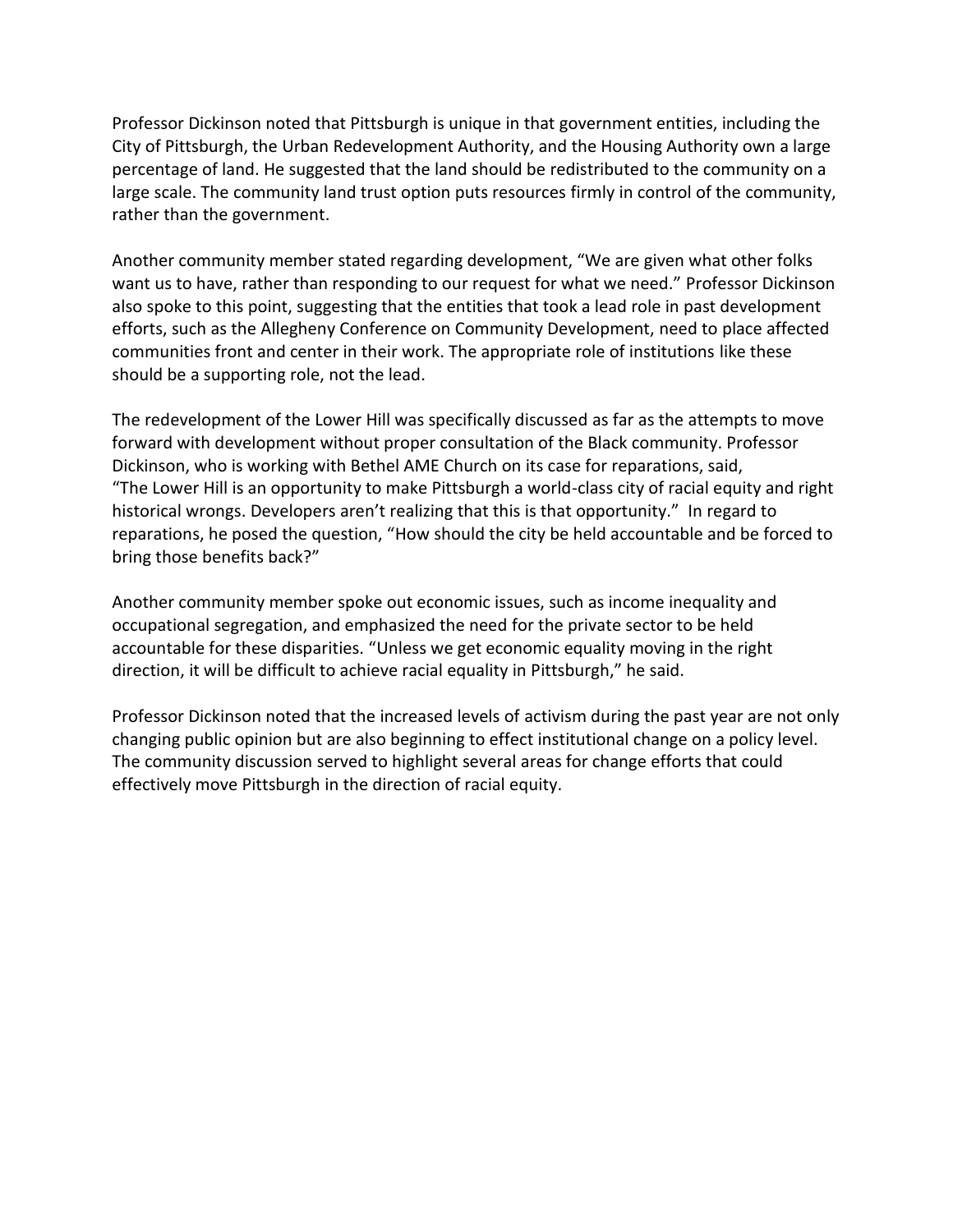Professor Dickinson noted that Pittsburgh is unique in that government entities, including the City of Pittsburgh, the Urban Redevelopment Authority, and the Housing Authority own a large percentage of land. He suggested that the land should be redistributed to the community on a large scale. The community land trust option puts resources firmly in control of the community, rather than the government.

Another community member stated regarding development, "We are given what other folks want us to have, rather than responding to our request for what we need." Professor Dickinson also spoke to this point, suggesting that the entities that took a lead role in past development efforts, such as the Allegheny Conference on Community Development, need to place affected communities front and center in their work. The appropriate role of institutions like these should be a supporting role, not the lead.

The redevelopment of the Lower Hill was specifically discussed as far as the attempts to move forward with development without proper consultation of the Black community. Professor Dickinson, who is working with Bethel AME Church on its case for reparations, said, "The Lower Hill is an opportunity to make Pittsburgh a world-class city of racial equity and right historical wrongs. Developers aren't realizing that this is that opportunity." In regard to reparations, he posed the question, "How should the city be held accountable and be forced to bring those benefits back?"

Another community member spoke out economic issues, such as income inequality and occupational segregation, and emphasized the need for the private sector to be held accountable for these disparities. "Unless we get economic equality moving in the right direction, it will be difficult to achieve racial equality in Pittsburgh," he said.

Professor Dickinson noted that the increased levels of activism during the past year are not only changing public opinion but are also beginning to effect institutional change on a policy level. The community discussion served to highlight several areas for change efforts that could effectively move Pittsburgh in the direction of racial equity.